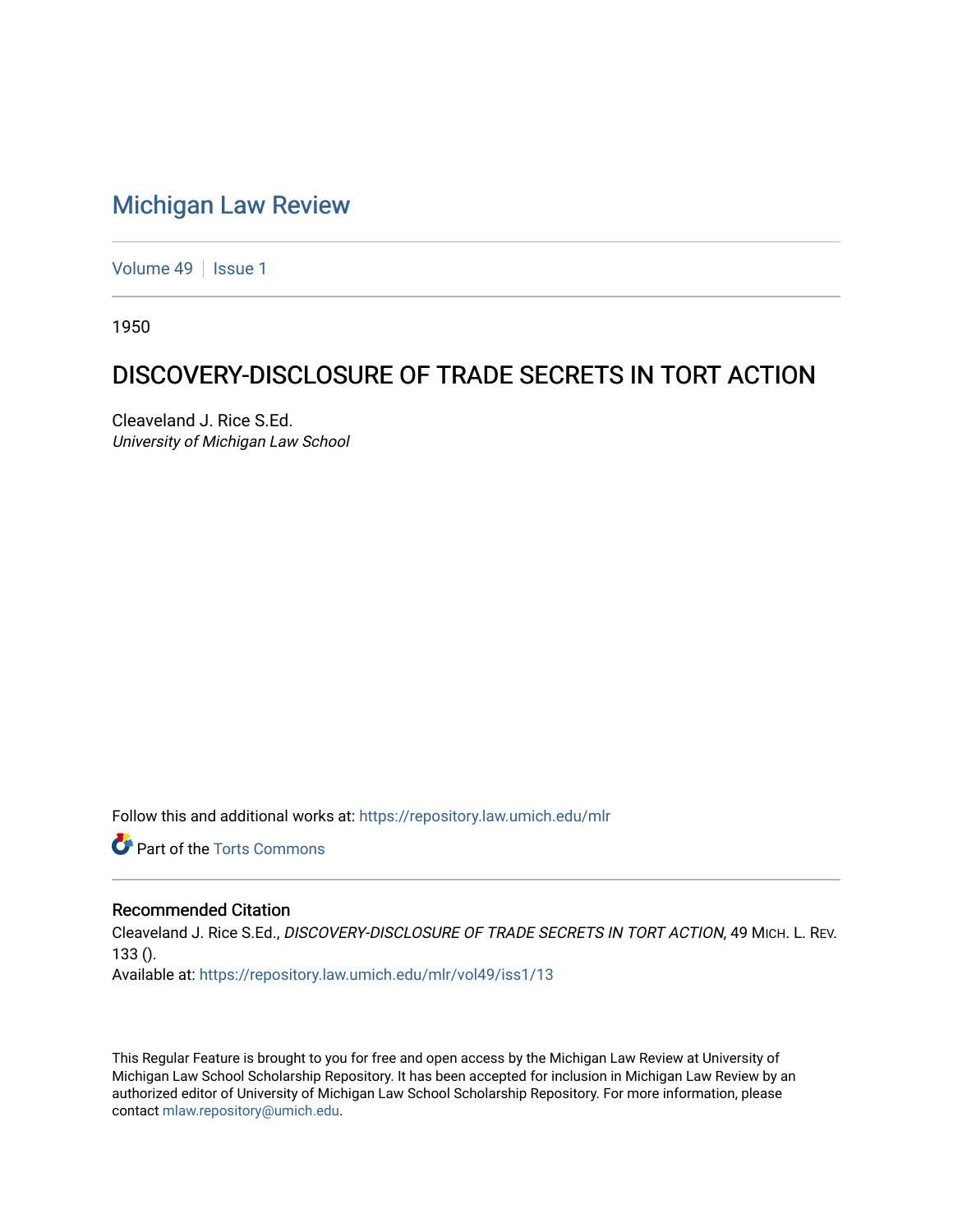# Michigan Law Review

Volume 49 | Issue 1

1950

## DISCOVERY-DISCLOSURE OF TRADE SECRETS IN TORT ACTION

Cleaveland J. Rice S.Ed.
*University of Michigan Law School*

Follow this and additional works at: https://repository.law.umich.edu/mlr

Part of the Torts Commons

### Recommended Citation

Cleaveland J. Rice S.Ed., *DISCOVERY-DISCLOSURE OF TRADE SECRETS IN TORT ACTION*, 49 MICH. L. REV. 133 ().
Available at: https://repository.law.umich.edu/mlr/vol49/iss1/13

This Regular Feature is brought to you for free and open access by the Michigan Law Review at University of Michigan Law School Scholarship Repository. It has been accepted for inclusion in Michigan Law Review by an authorized editor of University of Michigan Law School Scholarship Repository. For more information, please contact mlaw.repository@umich.edu.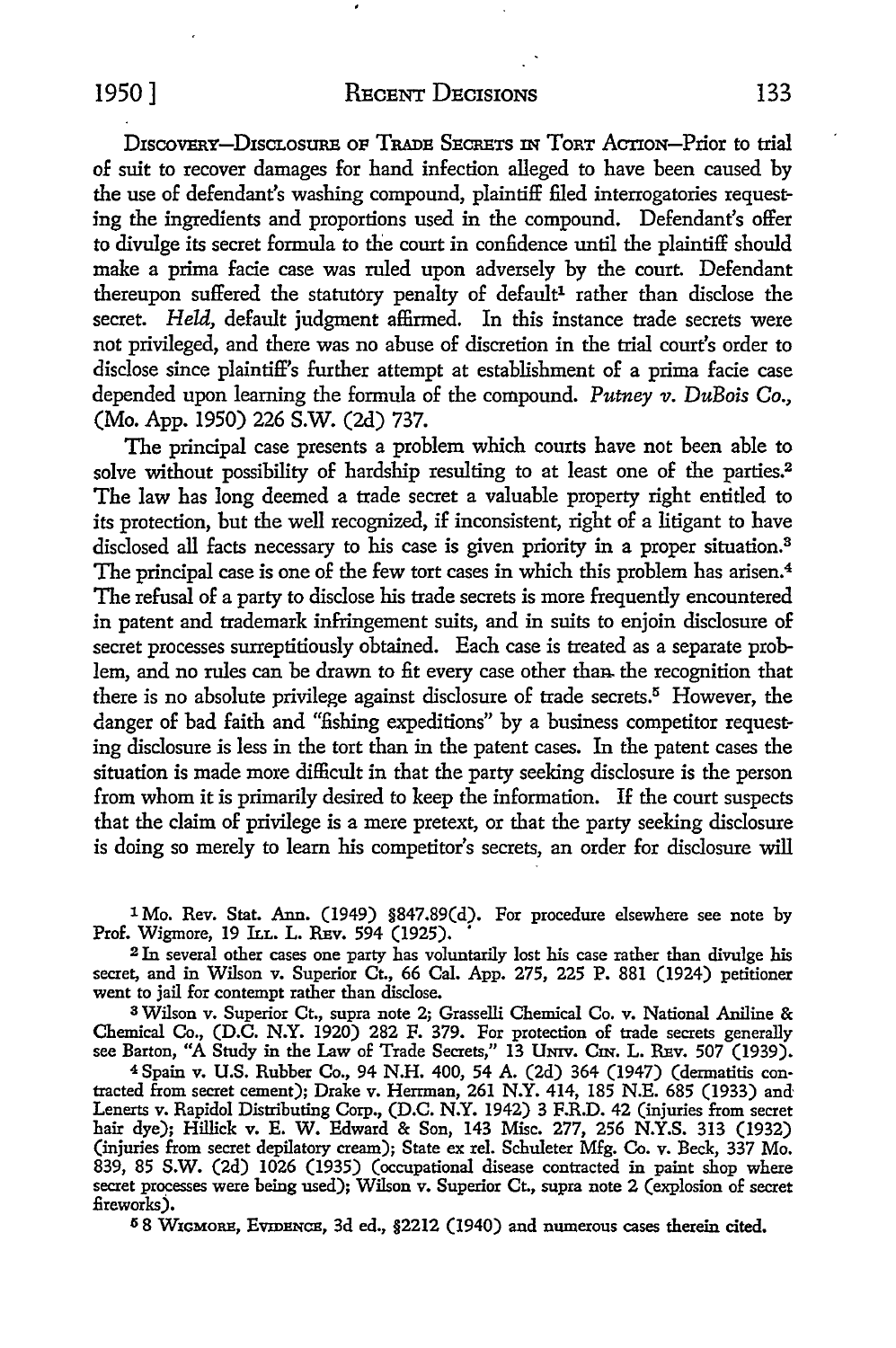DISCOVERY—DISCLOSURE OF TRADE SECRETS IN TORT ACTION—Prior to trial of suit to recover damages for hand infection alleged to have been caused by the use of defendant's washing compound, plaintiff filed interrogatories requesting the ingredients and proportions used in the compound. Defendant's offer to divulge its secret formula to the court in confidence until the plaintiff should make a prima facie case was ruled upon adversely by the court. Defendant thereupon suffered the statutory penalty of default[1] rather than disclose the secret. *Held,* default judgment affirmed. In this instance trade secrets were not privileged, and there was no abuse of discretion in the trial court's order to disclose since plaintiff's further attempt at establishment of a prima facie case depended upon learning the formula of the compound. *Putney v. DuBois Co.,* (Mo. App. 1950) 226 S.W. (2d) 737.

The principal case presents a problem which courts have not been able to solve without possibility of hardship resulting to at least one of the parties.[2] The law has long deemed a trade secret a valuable property right entitled to its protection, but the well recognized, if inconsistent, right of a litigant to have disclosed all facts necessary to his case is given priority in a proper situation.[3] The principal case is one of the few tort cases in which this problem has arisen.[4] The refusal of a party to disclose his trade secrets is more frequently encountered in patent and trademark infringement suits, and in suits to enjoin disclosure of secret processes surreptitiously obtained. Each case is treated as a separate problem, and no rules can be drawn to fit every case other than the recognition that there is no absolute privilege against disclosure of trade secrets.[5] However, the danger of bad faith and "fishing expeditions" by a business competitor requesting disclosure is less in the tort than in the patent cases. In the patent cases the situation is made more difficult in that the party seeking disclosure is the person from whom it is primarily desired to keep the information. If the court suspects that the claim of privilege is a mere pretext, or that the party seeking disclosure is doing so merely to learn his competitor's secrets, an order for disclosure will

---

[1] Mo. Rev. Stat. Ann. (1949) §847.89(d). For procedure elsewhere see note by Prof. Wigmore, 19 ILL. L. REV. 594 (1925).

[2] In several other cases one party has voluntarily lost his case rather than divulge his secret, and in Wilson v. Superior Ct., 66 Cal. App. 275, 225 P. 881 (1924) petitioner went to jail for contempt rather than disclose.

[3] Wilson v. Superior Ct., supra note 2; Grasselli Chemical Co. v. National Aniline & Chemical Co., (D.C. N.Y. 1920) 282 F. 379. For protection of trade secrets generally see Barton, "A Study in the Law of Trade Secrets," 13 UNIV. CIN. L. REV. 507 (1939).

[4] Spain v. U.S. Rubber Co., 94 N.H. 400, 54 A. (2d) 364 (1947) (dermatitis contracted from secret cement); Drake v. Herrman, 261 N.Y. 414, 185 N.E. 685 (1933) and Lenerts v. Rapidol Distributing Corp., (D.C. N.Y. 1942) 3 F.R.D. 42 (injuries from secret hair dye); Hillick v. E. W. Edward & Son, 143 Misc. 277, 256 N.Y.S. 313 (1932) (injuries from secret depilatory cream); State ex rel. Schuleter Mfg. Co. v. Beck, 337 Mo. 839, 85 S.W. (2d) 1026 (1935) (occupational disease contracted in paint shop where secret processes were being used); Wilson v. Superior Ct., supra note 2 (explosion of secret fireworks).

[5] 8 WIGMORE, EVIDENCE, 3d ed., §2212 (1940) and numerous cases therein cited.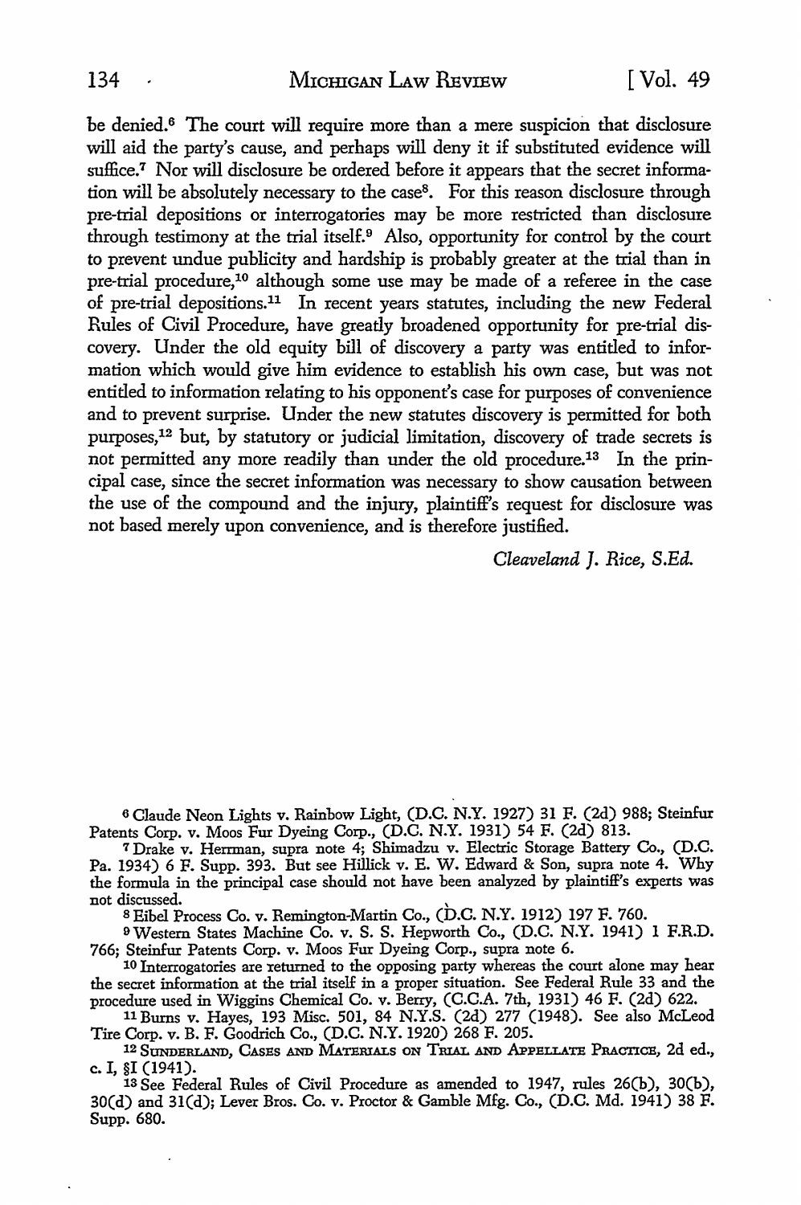be denied.[6] The court will require more than a mere suspicion that disclosure will aid the party's cause, and perhaps will deny it if substituted evidence will suffice.[7] Nor will disclosure be ordered before it appears that the secret information will be absolutely necessary to the case[8]. For this reason disclosure through pre-trial depositions or interrogatories may be more restricted than disclosure through testimony at the trial itself.[9] Also, opportunity for control by the court to prevent undue publicity and hardship is probably greater at the trial than in pre-trial procedure,[10] although some use may be made of a referee in the case of pre-trial depositions.[11] In recent years statutes, including the new Federal Rules of Civil Procedure, have greatly broadened opportunity for pre-trial discovery. Under the old equity bill of discovery a party was entitled to information which would give him evidence to establish his own case, but was not entitled to information relating to his opponent's case for purposes of convenience and to prevent surprise. Under the new statutes discovery is permitted for both purposes,[12] but, by statutory or judicial limitation, discovery of trade secrets is not permitted any more readily than under the old procedure.[13] In the principal case, since the secret information was necessary to show causation between the use of the compound and the injury, plaintiff's request for disclosure was not based merely upon convenience, and is therefore justified.

*Cleaveland J. Rice, S.Ed.*

---

[6] Claude Neon Lights v. Rainbow Light, (D.C. N.Y. 1927) 31 F. (2d) 988; Steinfur Patents Corp. v. Moos Fur Dyeing Corp., (D.C. N.Y. 1931) 54 F. (2d) 813.

[7] Drake v. Herrman, supra note 4; Shimadzu v. Electric Storage Battery Co., (D.C. Pa. 1934) 6 F. Supp. 393. But see Hillick v. E. W. Edward & Son, supra note 4. Why the formula in the principal case should not have been analyzed by plaintiff's experts was not discussed.

[8] Eibel Process Co. v. Remington-Martin Co., (D.C. N.Y. 1912) 197 F. 760.

[9] Western States Machine Co. v. S. S. Hepworth Co., (D.C. N.Y. 1941) 1 F.R.D. 766; Steinfur Patents Corp. v. Moos Fur Dyeing Corp., supra note 6.

[10] Interrogatories are returned to the opposing party whereas the court alone may hear the secret information at the trial itself in a proper situation. See Federal Rule 33 and the procedure used in Wiggins Chemical Co. v. Berry, (C.C.A. 7th, 1931) 46 F. (2d) 622.

[11] Burns v. Hayes, 193 Misc. 501, 84 N.Y.S. (2d) 277 (1948). See also McLeod Tire Corp. v. B. F. Goodrich Co., (D.C. N.Y. 1920) 268 F. 205.

[12] SUNDERLAND, CASES AND MATERIALS ON TRIAL AND APPELLATE PRACTICE, 2d ed., c. I, §I (1941).

[13] See Federal Rules of Civil Procedure as amended to 1947, rules 26(b), 30(b), 30(d) and 31(d); Lever Bros. Co. v. Proctor & Gamble Mfg. Co., (D.C. Md. 1941) 38 F. Supp. 680.